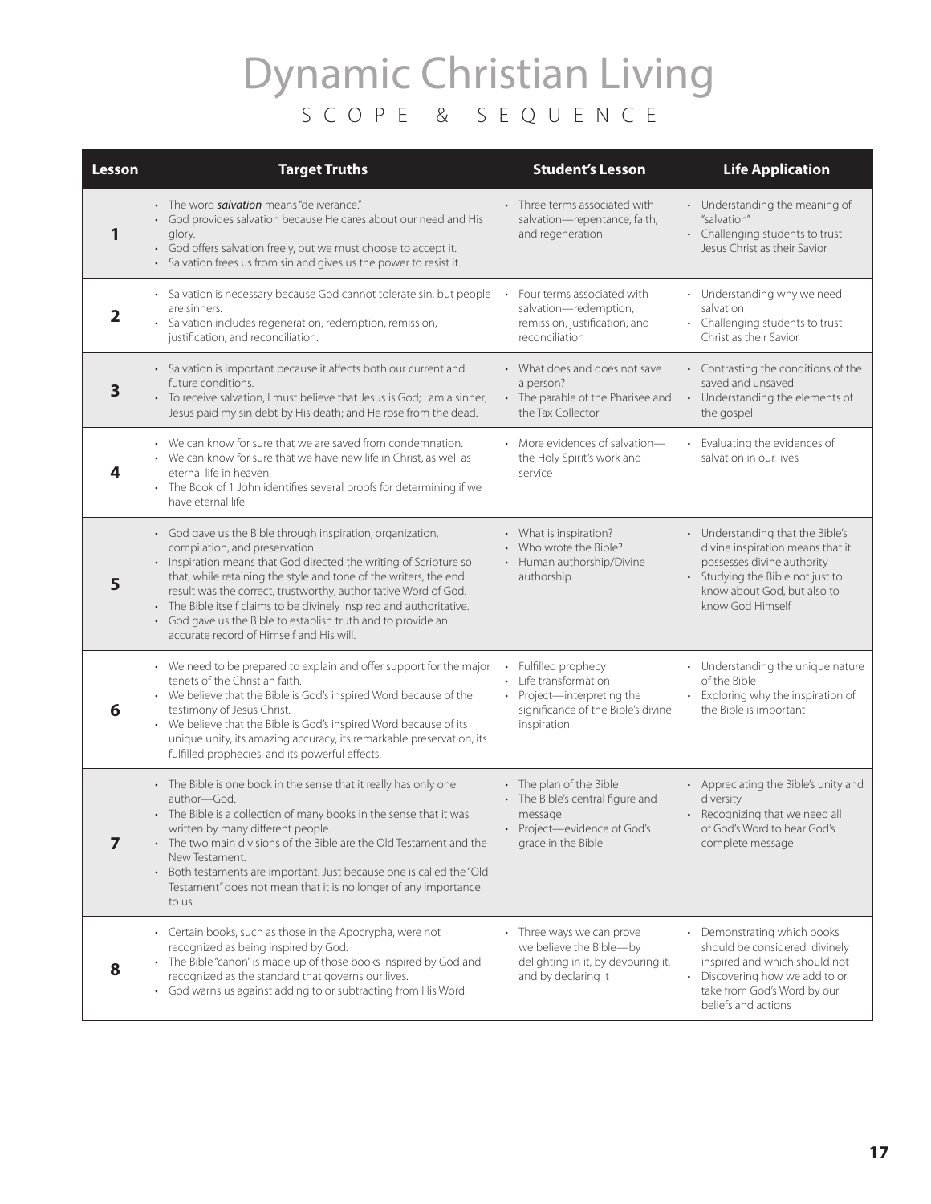# Dynamic Christian Living

## SCOPE & SEQUENCE

| Lesson | Target Truths | Student's Lesson | Life Application |
|---|---|---|---|
| **1** | • The word ***salvation*** means "deliverance."<br>• God provides salvation because He cares about our need and His glory.<br>• God offers salvation freely, but we must choose to accept it.<br>• Salvation frees us from sin and gives us the power to resist it. | • Three terms associated with salvation—repentance, faith, and regeneration | • Understanding the meaning of "salvation"<br>• Challenging students to trust Jesus Christ as their Savior |
| **2** | • Salvation is necessary because God cannot tolerate sin, but people are sinners.<br>• Salvation includes regeneration, redemption, remission, justification, and reconciliation. | • Four terms associated with salvation—redemption, remission, justification, and reconciliation | • Understanding why we need salvation<br>• Challenging students to trust Christ as their Savior |
| **3** | • Salvation is important because it affects both our current and future conditions.<br>• To receive salvation, I must believe that Jesus is God; I am a sinner; Jesus paid my sin debt by His death; and He rose from the dead. | • What does and does not save a person?<br>• The parable of the Pharisee and the Tax Collector | • Contrasting the conditions of the saved and unsaved<br>• Understanding the elements of the gospel |
| **4** | • We can know for sure that we are saved from condemnation.<br>• We can know for sure that we have new life in Christ, as well as eternal life in heaven.<br>• The Book of 1 John identifies several proofs for determining if we have eternal life. | • More evidences of salvation—the Holy Spirit's work and service | • Evaluating the evidences of salvation in our lives |
| **5** | • God gave us the Bible through inspiration, organization, compilation, and preservation.<br>• Inspiration means that God directed the writing of Scripture so that, while retaining the style and tone of the writers, the end result was the correct, trustworthy, authoritative Word of God.<br>• The Bible itself claims to be divinely inspired and authoritative.<br>• God gave us the Bible to establish truth and to provide an accurate record of Himself and His will. | • What is inspiration?<br>• Who wrote the Bible?<br>• Human authorship/Divine authorship | • Understanding that the Bible's divine inspiration means that it possesses divine authority<br>• Studying the Bible not just to know about God, but also to know God Himself |
| **6** | • We need to be prepared to explain and offer support for the major tenets of the Christian faith.<br>• We believe that the Bible is God's inspired Word because of the testimony of Jesus Christ.<br>• We believe that the Bible is God's inspired Word because of its unique unity, its amazing accuracy, its remarkable preservation, its fulfilled prophecies, and its powerful effects. | • Fulfilled prophecy<br>• Life transformation<br>• Project—interpreting the significance of the Bible's divine inspiration | • Understanding the unique nature of the Bible<br>• Exploring why the inspiration of the Bible is important |
| **7** | • The Bible is one book in the sense that it really has only one author—God.<br>• The Bible is a collection of many books in the sense that it was written by many different people.<br>• The two main divisions of the Bible are the Old Testament and the New Testament.<br>• Both testaments are important. Just because one is called the "Old Testament" does not mean that it is no longer of any importance to us. | • The plan of the Bible<br>• The Bible's central figure and message<br>• Project—evidence of God's grace in the Bible | • Appreciating the Bible's unity and diversity<br>• Recognizing that we need all of God's Word to hear God's complete message |
| **8** | • Certain books, such as those in the Apocrypha, were not recognized as being inspired by God.<br>• The Bible "canon" is made up of those books inspired by God and recognized as the standard that governs our lives.<br>• God warns us against adding to or subtracting from His Word. | • Three ways we can prove we believe the Bible—by delighting in it, by devouring it, and by declaring it | • Demonstrating which books should be considered divinely inspired and which should not<br>• Discovering how we add to or take from God's Word by our beliefs and actions |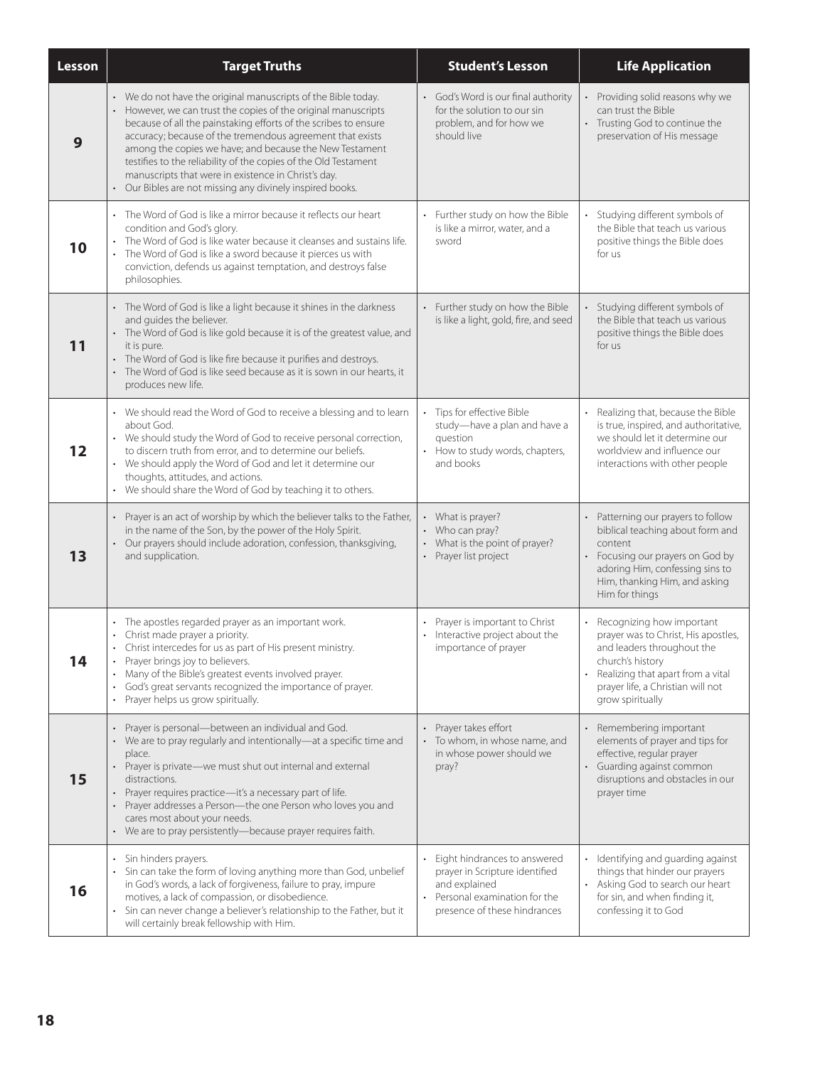| Lesson | Target Truths | Student's Lesson | Life Application |
|---|---|---|---|
| **9** | • We do not have the original manuscripts of the Bible today.<br>• However, we can trust the copies of the original manuscripts because of all the painstaking efforts of the scribes to ensure accuracy; because of the tremendous agreement that exists among the copies we have; and because the New Testament testifies to the reliability of the copies of the Old Testament manuscripts that were in existence in Christ's day.<br>• Our Bibles are not missing any divinely inspired books. | • God's Word is our final authority for the solution to our sin problem, and for how we should live | • Providing solid reasons why we can trust the Bible<br>• Trusting God to continue the preservation of His message |
| **10** | • The Word of God is like a mirror because it reflects our heart condition and God's glory.<br>• The Word of God is like water because it cleanses and sustains life.<br>• The Word of God is like a sword because it pierces us with conviction, defends us against temptation, and destroys false philosophies. | • Further study on how the Bible is like a mirror, water, and a sword | • Studying different symbols of the Bible that teach us various positive things the Bible does for us |
| **11** | • The Word of God is like a light because it shines in the darkness and guides the believer.<br>• The Word of God is like gold because it is of the greatest value, and it is pure.<br>• The Word of God is like fire because it purifies and destroys.<br>• The Word of God is like seed because as it is sown in our hearts, it produces new life. | • Further study on how the Bible is like a light, gold, fire, and seed | • Studying different symbols of the Bible that teach us various positive things the Bible does for us |
| **12** | • We should read the Word of God to receive a blessing and to learn about God.<br>• We should study the Word of God to receive personal correction, to discern truth from error, and to determine our beliefs.<br>• We should apply the Word of God and let it determine our thoughts, attitudes, and actions.<br>• We should share the Word of God by teaching it to others. | • Tips for effective Bible study—have a plan and have a question<br>• How to study words, chapters, and books | • Realizing that, because the Bible is true, inspired, and authoritative, we should let it determine our worldview and influence our interactions with other people |
| **13** | • Prayer is an act of worship by which the believer talks to the Father, in the name of the Son, by the power of the Holy Spirit.<br>• Our prayers should include adoration, confession, thanksgiving, and supplication. | • What is prayer?<br>• Who can pray?<br>• What is the point of prayer?<br>• Prayer list project | • Patterning our prayers to follow biblical teaching about form and content<br>• Focusing our prayers on God by adoring Him, confessing sins to Him, thanking Him, and asking Him for things |
| **14** | • The apostles regarded prayer as an important work.<br>• Christ made prayer a priority.<br>• Christ intercedes for us as part of His present ministry.<br>• Prayer brings joy to believers.<br>• Many of the Bible's greatest events involved prayer.<br>• God's great servants recognized the importance of prayer.<br>• Prayer helps us grow spiritually. | • Prayer is important to Christ<br>• Interactive project about the importance of prayer | • Recognizing how important prayer was to Christ, His apostles, and leaders throughout the church's history<br>• Realizing that apart from a vital prayer life, a Christian will not grow spiritually |
| **15** | • Prayer is personal—between an individual and God.<br>• We are to pray regularly and intentionally—at a specific time and place.<br>• Prayer is private—we must shut out internal and external distractions.<br>• Prayer requires practice—it's a necessary part of life.<br>• Prayer addresses a Person—the one Person who loves you and cares most about your needs.<br>• We are to pray persistently—because prayer requires faith. | • Prayer takes effort<br>• To whom, in whose name, and in whose power should we pray? | • Remembering important elements of prayer and tips for effective, regular prayer<br>• Guarding against common disruptions and obstacles in our prayer time |
| **16** | • Sin hinders prayers.<br>• Sin can take the form of loving anything more than God, unbelief in God's words, a lack of forgiveness, failure to pray, impure motives, a lack of compassion, or disobedience.<br>• Sin can never change a believer's relationship to the Father, but it will certainly break fellowship with Him. | • Eight hindrances to answered prayer in Scripture identified and explained<br>• Personal examination for the presence of these hindrances | • Identifying and guarding against things that hinder our prayers<br>• Asking God to search our heart for sin, and when finding it, confessing it to God |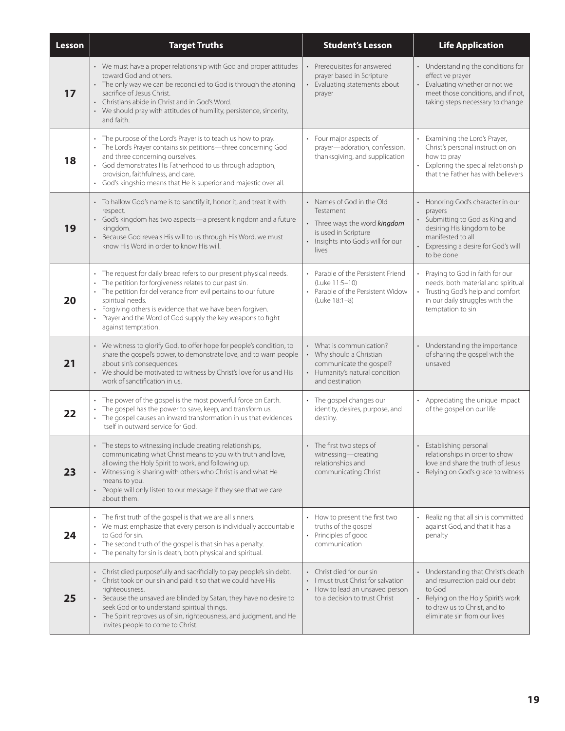| Lesson | Target Truths | Student's Lesson | Life Application |
|---|---|---|---|
| 17 | • We must have a proper relationship with God and proper attitudes toward God and others.<br>• The only way we can be reconciled to God is through the atoning sacrifice of Jesus Christ.<br>• Christians abide in Christ and in God's Word.<br>• We should pray with attitudes of humility, persistence, sincerity, and faith. | • Prerequisites for answered prayer based in Scripture<br>• Evaluating statements about prayer | • Understanding the conditions for effective prayer<br>• Evaluating whether or not we meet those conditions, and if not, taking steps necessary to change |
| 18 | • The purpose of the Lord's Prayer is to teach us how to pray.<br>• The Lord's Prayer contains six petitions—three concerning God and three concerning ourselves.<br>• God demonstrates His Fatherhood to us through adoption, provision, faithfulness, and care.<br>• God's kingship means that He is superior and majestic over all. | • Four major aspects of prayer—adoration, confession, thanksgiving, and supplication | • Examining the Lord's Prayer, Christ's personal instruction on how to pray<br>• Exploring the special relationship that the Father has with believers |
| 19 | • To hallow God's name is to sanctify it, honor it, and treat it with respect.<br>• God's kingdom has two aspects—a present kingdom and a future kingdom.<br>• Because God reveals His will to us through His Word, we must know His Word in order to know His will. | • Names of God in the Old Testament<br>• Three ways the word ***kingdom*** is used in Scripture<br>• Insights into God's will for our lives | • Honoring God's character in our prayers<br>• Submitting to God as King and desiring His kingdom to be manifested to all<br>• Expressing a desire for God's will to be done |
| 20 | • The request for daily bread refers to our present physical needs.<br>• The petition for forgiveness relates to our past sin.<br>• The petition for deliverance from evil pertains to our future spiritual needs.<br>• Forgiving others is evidence that we have been forgiven.<br>• Prayer and the Word of God supply the key weapons to fight against temptation. | • Parable of the Persistent Friend (Luke 11:5–10)<br>• Parable of the Persistent Widow (Luke 18:1–8) | • Praying to God in faith for our needs, both material and spiritual<br>• Trusting God's help and comfort in our daily struggles with the temptation to sin |
| 21 | • We witness to glorify God, to offer hope for people's condition, to share the gospel's power, to demonstrate love, and to warn people about sin's consequences.<br>• We should be motivated to witness by Christ's love for us and His work of sanctification in us. | • What is communication?<br>• Why should a Christian communicate the gospel?<br>• Humanity's natural condition and destination | • Understanding the importance of sharing the gospel with the unsaved |
| 22 | • The power of the gospel is the most powerful force on Earth.<br>• The gospel has the power to save, keep, and transform us.<br>• The gospel causes an inward transformation in us that evidences itself in outward service for God. | • The gospel changes our identity, desires, purpose, and destiny. | • Appreciating the unique impact of the gospel on our life |
| 23 | • The steps to witnessing include creating relationships, communicating what Christ means to you with truth and love, allowing the Holy Spirit to work, and following up.<br>• Witnessing is sharing with others who Christ is and what He means to you.<br>• People will only listen to our message if they see that we care about them. | • The first two steps of witnessing—creating relationships and communicating Christ | • Establishing personal relationships in order to show love and share the truth of Jesus<br>• Relying on God's grace to witness |
| 24 | • The first truth of the gospel is that we are all sinners.<br>• We must emphasize that every person is individually accountable to God for sin.<br>• The second truth of the gospel is that sin has a penalty.<br>• The penalty for sin is death, both physical and spiritual. | • How to present the first two truths of the gospel<br>• Principles of good communication | • Realizing that all sin is committed against God, and that it has a penalty |
| 25 | • Christ died purposefully and sacrificially to pay people's sin debt.<br>• Christ took on our sin and paid it so that we could have His righteousness.<br>• Because the unsaved are blinded by Satan, they have no desire to seek God or to understand spiritual things.<br>• The Spirit reproves us of sin, righteousness, and judgment, and He invites people to come to Christ. | • Christ died for our sin<br>• I must trust Christ for salvation<br>• How to lead an unsaved person to a decision to trust Christ | • Understanding that Christ's death and resurrection paid our debt to God<br>• Relying on the Holy Spirit's work to draw us to Christ, and to eliminate sin from our lives |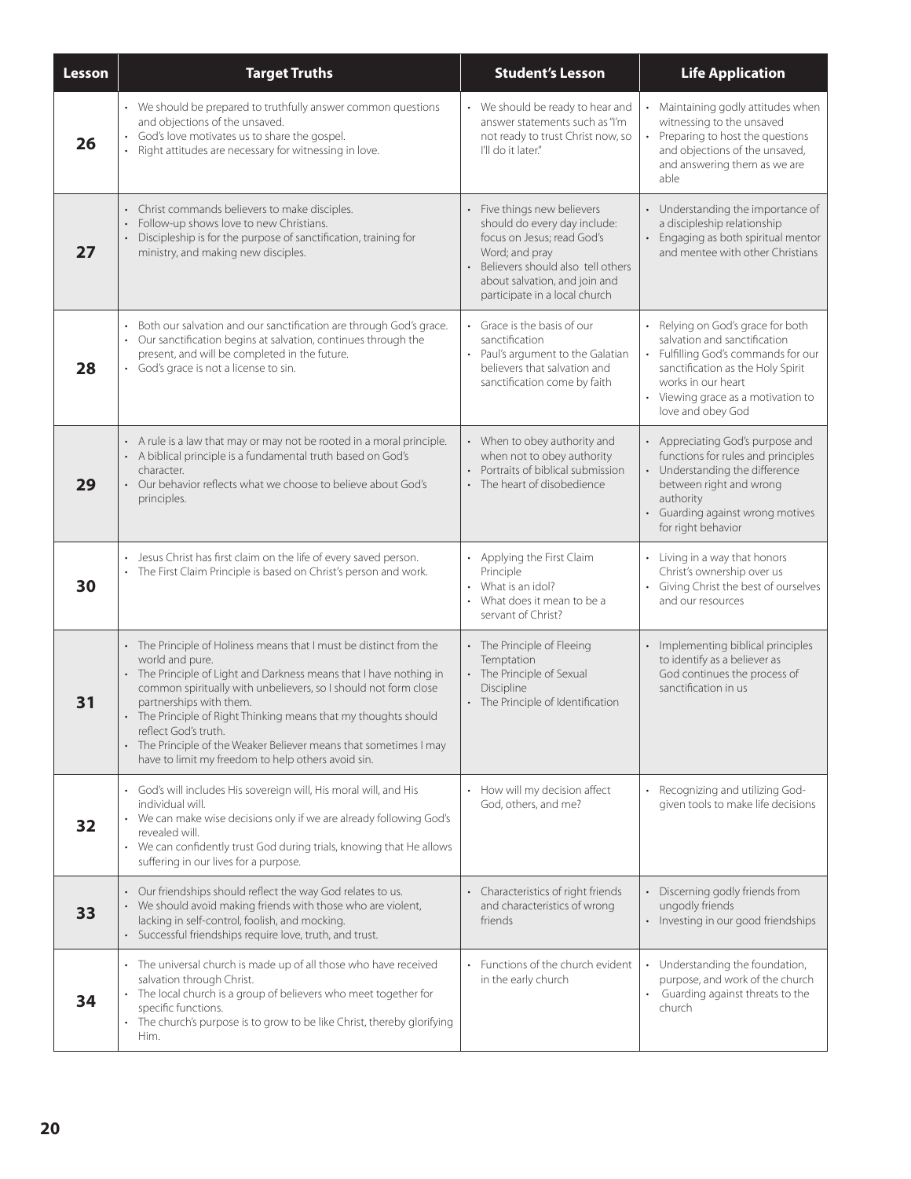| Lesson | Target Truths | Student's Lesson | Life Application |
|---|---|---|---|
| 26 | • We should be prepared to truthfully answer common questions and objections of the unsaved.<br>• God's love motivates us to share the gospel.<br>• Right attitudes are necessary for witnessing in love. | • We should be ready to hear and answer statements such as "I'm not ready to trust Christ now, so I'll do it later." | • Maintaining godly attitudes when witnessing to the unsaved<br>• Preparing to host the questions and objections of the unsaved, and answering them as we are able |
| 27 | • Christ commands believers to make disciples.<br>• Follow-up shows love to new Christians.<br>• Discipleship is for the purpose of sanctification, training for ministry, and making new disciples. | • Five things new believers should do every day include: focus on Jesus; read God's Word; and pray<br>• Believers should also tell others about salvation, and join and participate in a local church | • Understanding the importance of a discipleship relationship<br>• Engaging as both spiritual mentor and mentee with other Christians |
| 28 | • Both our salvation and our sanctification are through God's grace.<br>• Our sanctification begins at salvation, continues through the present, and will be completed in the future.<br>• God's grace is not a license to sin. | • Grace is the basis of our sanctification<br>• Paul's argument to the Galatian believers that salvation and sanctification come by faith | • Relying on God's grace for both salvation and sanctification<br>• Fulfilling God's commands for our sanctification as the Holy Spirit works in our heart<br>• Viewing grace as a motivation to love and obey God |
| 29 | • A rule is a law that may or may not be rooted in a moral principle.<br>• A biblical principle is a fundamental truth based on God's character.<br>• Our behavior reflects what we choose to believe about God's principles. | • When to obey authority and when not to obey authority<br>• Portraits of biblical submission<br>• The heart of disobedience | • Appreciating God's purpose and functions for rules and principles<br>• Understanding the difference between right and wrong authority<br>• Guarding against wrong motives for right behavior |
| 30 | • Jesus Christ has first claim on the life of every saved person.<br>• The First Claim Principle is based on Christ's person and work. | • Applying the First Claim Principle<br>• What is an idol?<br>• What does it mean to be a servant of Christ? | • Living in a way that honors Christ's ownership over us<br>• Giving Christ the best of ourselves and our resources |
| 31 | • The Principle of Holiness means that I must be distinct from the world and pure.<br>• The Principle of Light and Darkness means that I have nothing in common spiritually with unbelievers, so I should not form close partnerships with them.<br>• The Principle of Right Thinking means that my thoughts should reflect God's truth.<br>• The Principle of the Weaker Believer means that sometimes I may have to limit my freedom to help others avoid sin. | • The Principle of Fleeing Temptation<br>• The Principle of Sexual Discipline<br>• The Principle of Identification | • Implementing biblical principles to identify as a believer as God continues the process of sanctification in us |
| 32 | • God's will includes His sovereign will, His moral will, and His individual will.<br>• We can make wise decisions only if we are already following God's revealed will.<br>• We can confidently trust God during trials, knowing that He allows suffering in our lives for a purpose. | • How will my decision affect God, others, and me? | • Recognizing and utilizing God-given tools to make life decisions |
| 33 | • Our friendships should reflect the way God relates to us.<br>• We should avoid making friends with those who are violent, lacking in self-control, foolish, and mocking.<br>• Successful friendships require love, truth, and trust. | • Characteristics of right friends and characteristics of wrong friends | • Discerning godly friends from ungodly friends<br>• Investing in our good friendships |
| 34 | • The universal church is made up of all those who have received salvation through Christ.<br>• The local church is a group of believers who meet together for specific functions.<br>• The church's purpose is to grow to be like Christ, thereby glorifying Him. | • Functions of the church evident in the early church | • Understanding the foundation, purpose, and work of the church<br>• Guarding against threats to the church |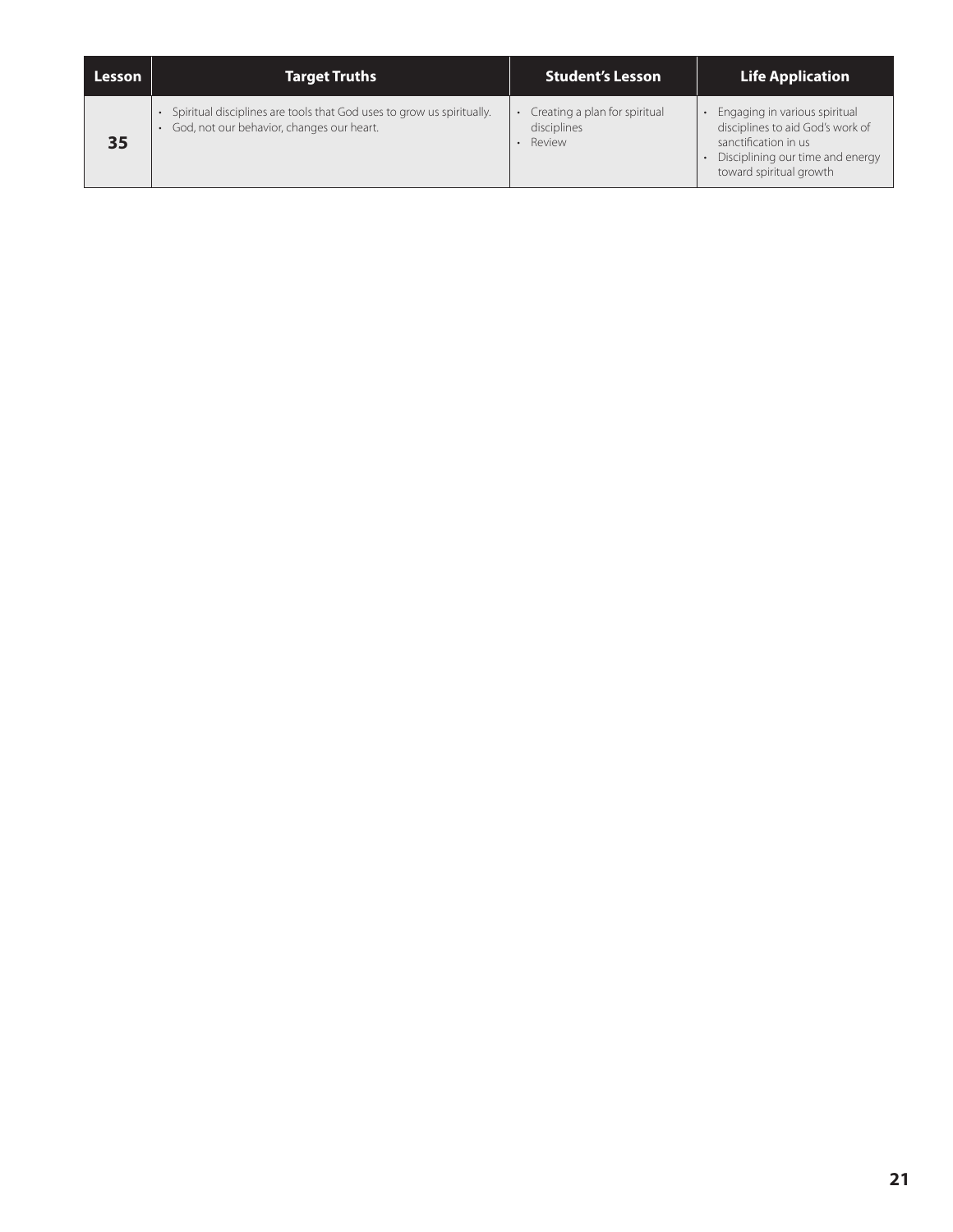| Lesson | Target Truths | Student's Lesson | Life Application |
|---|---|---|---|
| **35** | • Spiritual disciplines are tools that God uses to grow us spiritually.<br>• God, not our behavior, changes our heart. | • Creating a plan for spiritual disciplines<br>• Review | • Engaging in various spiritual disciplines to aid God's work of sanctification in us<br>• Disciplining our time and energy toward spiritual growth |